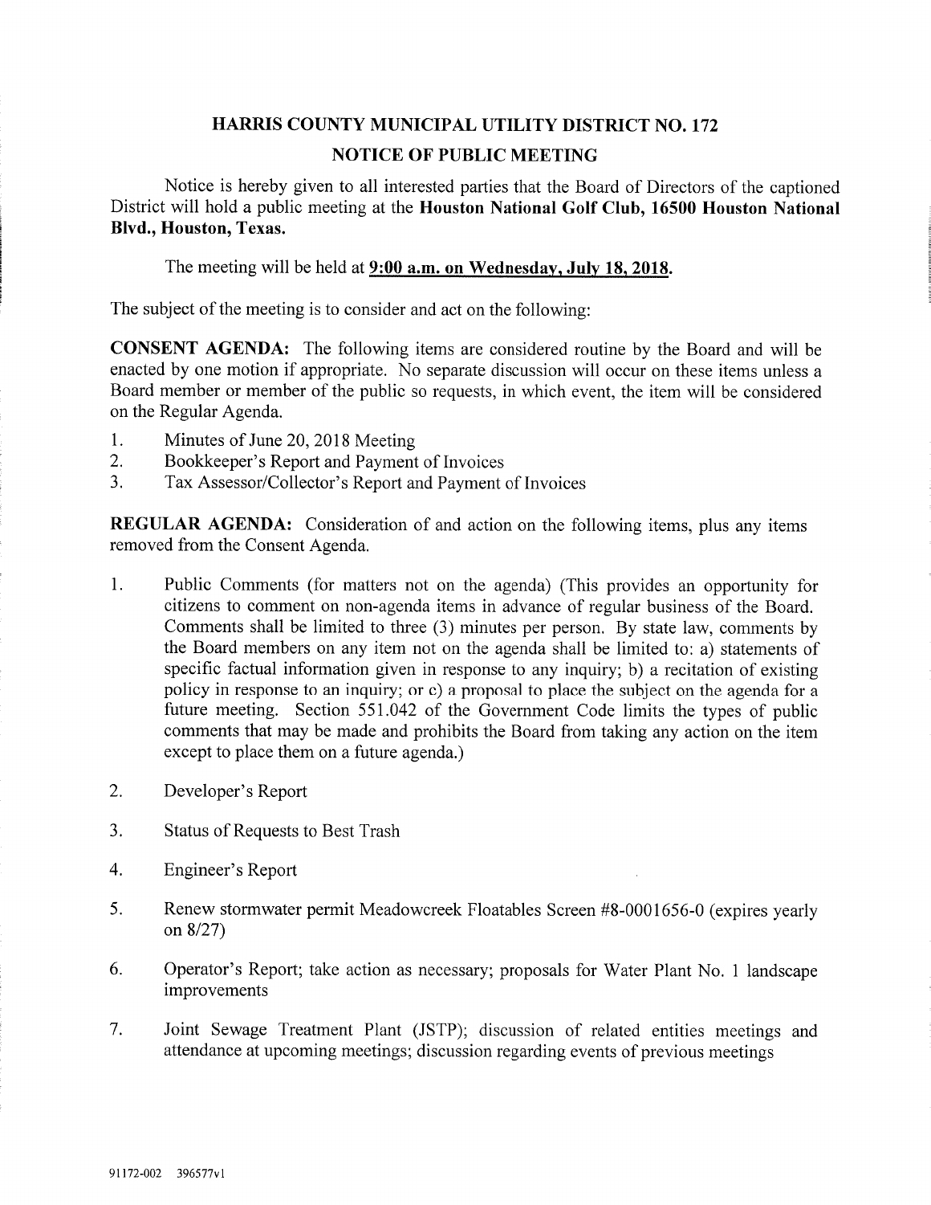# HARRIS COUNTY MUNICIPAL UTILITY DISTRICT NO. 172

## NOTICE OF PUBLIC MEETING

Notice is hereby given to all interested parties that the Board of Directors of the captioned District will hold a public meeting at the **Houston National Golf Club, 16500 Houston National Blvd., Houston, Texas.**

The meeting will be held at **9:00 a.m. on Wednesday, July 18, 2018.**

The subject of the meeting is to consider and act on the following:

**CONSENT AGENDA:** The following items are considered routine by the Board and will be enacted by one motion if appropriate. No separate discussion will occur on these items unless a Board member or member of the public so requests, in which event, the item will be considered on the Regular Agenda.

1. Minutes of June 20, 2018 Meeting
2. Bookkeeper's Report and Payment of Invoices
3. Tax Assessor/Collector's Report and Payment of Invoices

**REGULAR AGENDA:** Consideration of and action on the following items, plus any items removed from the Consent Agenda.

1. Public Comments (for matters not on the agenda) (This provides an opportunity for citizens to comment on non-agenda items in advance of regular business of the Board. Comments shall be limited to three (3) minutes per person. By state law, comments by the Board members on any item not on the agenda shall be limited to: a) statements of specific factual information given in response to any inquiry; b) a recitation of existing policy in response to an inquiry; or c) a proposal to place the subject on the agenda for a future meeting. Section 551.042 of the Government Code limits the types of public comments that may be made and prohibits the Board from taking any action on the item except to place them on a future agenda.)

2. Developer's Report

3. Status of Requests to Best Trash

4. Engineer's Report

5. Renew stormwater permit Meadowcreek Floatables Screen #8-0001656-0 (expires yearly on 8/27)

6. Operator's Report; take action as necessary; proposals for Water Plant No. 1 landscape improvements

7. Joint Sewage Treatment Plant (JSTP); discussion of related entities meetings and attendance at upcoming meetings; discussion regarding events of previous meetings

91172-002 396577v1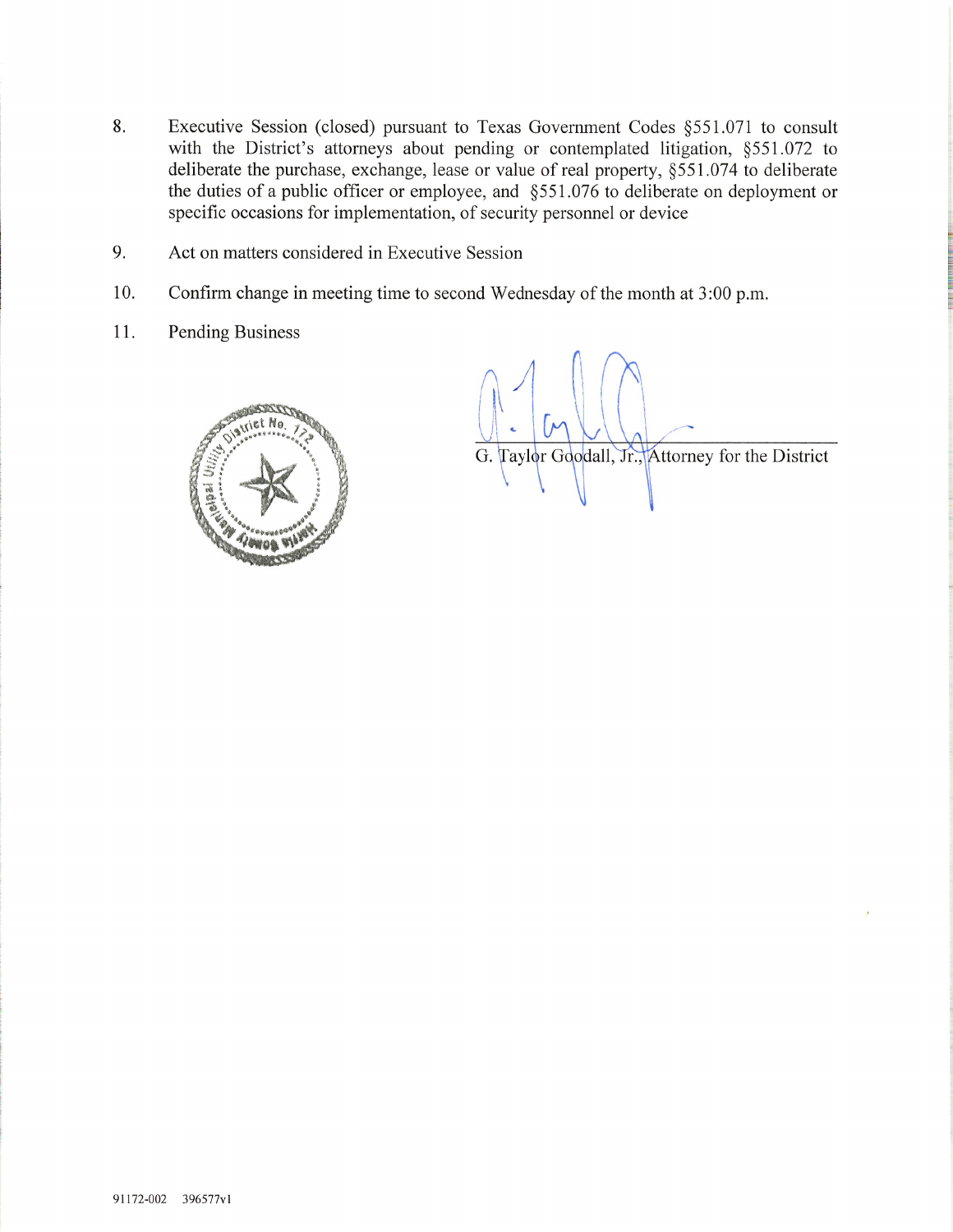8. Executive Session (closed) pursuant to Texas Government Codes §551.071 to consult with the District's attorneys about pending or contemplated litigation, §551.072 to deliberate the purchase, exchange, lease or value of real property, §551.074 to deliberate the duties of a public officer or employee, and §551.076 to deliberate on deployment or specific occasions for implementation, of security personnel or device

9. Act on matters considered in Executive Session

10. Confirm change in meeting time to second Wednesday of the month at 3:00 p.m.

11. Pending Business

Harris County Municipal Utility District No. 172

G. Taylor Goodall, Jr., Attorney for the District

91172-002 396577v1